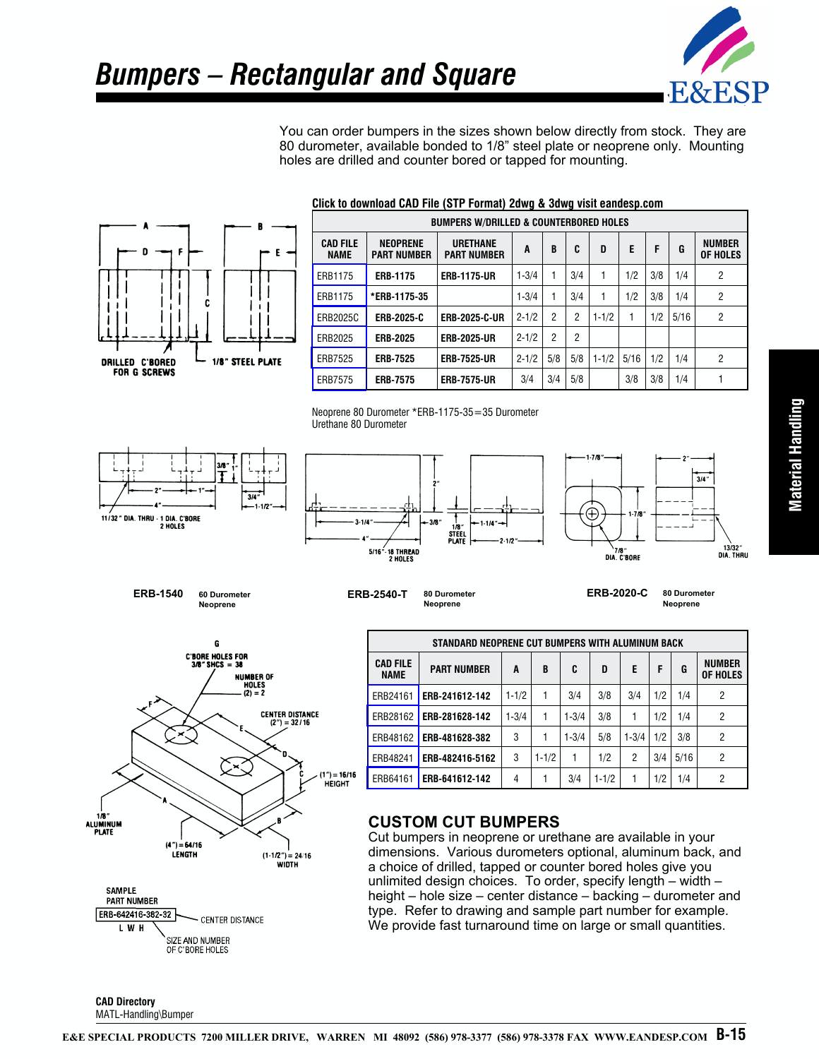# Bumpers – Rectangular and Square

You can order bumpers in the sizes shown below directly from stock. They are 80 durometer, available bonded to 1/8" steel plate or neoprene only. Mounting holes are drilled and counter bored or tapped for mounting.

**Click to download CAD File (STP Format) 2dwg & 3dwg visit eandesp.com**

DRILLED C'BORED FOR G SCREWS — 1/8" STEEL PLATE

| BUMPERS W/DRILLED & COUNTERBORED HOLES | | | | | | | | | | |
|---|---|---|---|---|---|---|---|---|---|---|
| CAD FILE NAME | NEOPRENE PART NUMBER | URETHANE PART NUMBER | A | B | C | D | E | F | G | NUMBER OF HOLES |
| ERB1175 | ERB-1175 | ERB-1175-UR | 1-3/4 | 1 | 3/4 | 1 | 1/2 | 3/8 | 1/4 | 2 |
| ERB1175 | *ERB-1175-35 | | 1-3/4 | 1 | 3/4 | 1 | 1/2 | 3/8 | 1/4 | 2 |
| ERB2025C | ERB-2025-C | ERB-2025-C-UR | 2-1/2 | 2 | 2 | 1-1/2 | 1 | 1/2 | 5/16 | 2 |
| ERB2025 | ERB-2025 | ERB-2025-UR | 2-1/2 | 2 | 2 | | | | | |
| ERB7525 | ERB-7525 | ERB-7525-UR | 2-1/2 | 5/8 | 5/8 | 1-1/2 | 5/16 | 1/2 | 1/4 | 2 |
| ERB7575 | ERB-7575 | ERB-7575-UR | 3/4 | 3/4 | 5/8 | | 3/8 | 3/8 | 1/4 | 1 |

Neoprene 80 Durometer *ERB-1175-35=35 Durometer
Urethane 80 Durometer

**ERB-1540** — 60 Durometer Neoprene (11/32" DIA. THRU - 1 DIA. C'BORE 2 HOLES)

**ERB-2540-T** — 80 Durometer Neoprene (5/16"-18 THREAD 2 HOLES; 1/8" STEEL PLATE)

**ERB-2020-C** — 80 Durometer Neoprene (7/8" DIA. C'BORE; 13/32" DIA. THRU)

| STANDARD NEOPRENE CUT BUMPERS WITH ALUMINUM BACK | | | | | | | | | |
|---|---|---|---|---|---|---|---|---|---|
| CAD FILE NAME | PART NUMBER | A | B | C | D | E | F | G | NUMBER OF HOLES |
| ERB24161 | ERB-241612-142 | 1-1/2 | 1 | 3/4 | 3/8 | 3/4 | 1/2 | 1/4 | 2 |
| ERB28162 | ERB-281628-142 | 1-3/4 | 1 | 1-3/4 | 3/8 | 1 | 1/2 | 1/4 | 2 |
| ERB48162 | ERB-481628-382 | 3 | 1 | 1-3/4 | 5/8 | 1-3/4 | 1/2 | 3/8 | 2 |
| ERB48241 | ERB-482416-5162 | 3 | 1-1/2 | 1 | 1/2 | 2 | 3/4 | 5/16 | 2 |
| ERB64161 | ERB-641612-142 | 4 | 1 | 3/4 | 1-1/2 | 1 | 1/2 | 1/4 | 2 |

G: C'BORE HOLES FOR 3/8" SHCS = 38; NUMBER OF HOLES (2) = 2; CENTER DISTANCE (2") = 32/16; (1") = 16/16 HEIGHT; (4") = 64/16 LENGTH; (1-1/2") = 24/16 WIDTH; 1/8" ALUMINUM PLATE

SAMPLE PART NUMBER: ERB-642416-382-32 (L W H; SIZE AND NUMBER OF C'BORE HOLES; CENTER DISTANCE)

## CUSTOM CUT BUMPERS

Cut bumpers in neoprene or urethane are available in your dimensions. Various durometers optional, aluminum back, and a choice of drilled, tapped or counter bored holes give you unlimited design choices. To order, specify length – width – height – hole size – center distance – backing – durometer and type. Refer to drawing and sample part number for example. We provide fast turnaround time on large or small quantities.

**CAD Directory**
MATL-Handling\Bumper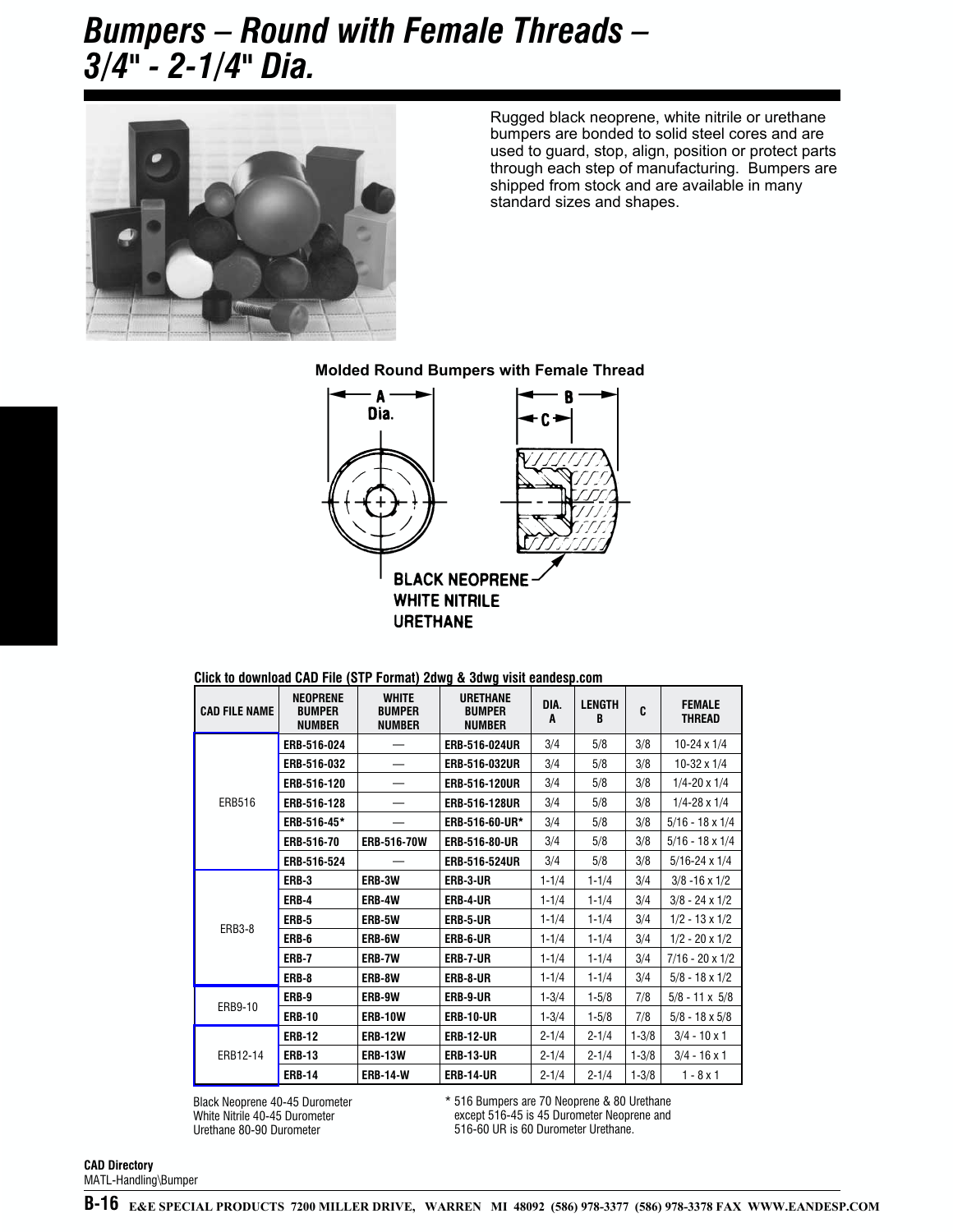# Bumpers – Round with Female Threads – 3/4" - 2-1/4" Dia.

Rugged black neoprene, white nitrile or urethane bumpers are bonded to solid steel cores and are used to guard, stop, align, position or protect parts through each step of manufacturing. Bumpers are shipped from stock and are available in many standard sizes and shapes.

**Molded Round Bumpers with Female Thread**

A Dia.

B

C

BLACK NEOPRENE
WHITE NITRILE
URETHANE

**Click to download CAD File (STP Format) 2dwg & 3dwg visit eandesp.com**

| CAD FILE NAME | NEOPRENE BUMPER NUMBER | WHITE BUMPER NUMBER | URETHANE BUMPER NUMBER | DIA. A | LENGTH B | C | FEMALE THREAD |
|---|---|---|---|---|---|---|---|
| ERB516 | ERB-516-024 | — | ERB-516-024UR | 3/4 | 5/8 | 3/8 | 10-24 x 1/4 |
| | ERB-516-032 | — | ERB-516-032UR | 3/4 | 5/8 | 3/8 | 10-32 x 1/4 |
| | ERB-516-120 | — | ERB-516-120UR | 3/4 | 5/8 | 3/8 | 1/4-20 x 1/4 |
| | ERB-516-128 | — | ERB-516-128UR | 3/4 | 5/8 | 3/8 | 1/4-28 x 1/4 |
| | ERB-516-45* | — | ERB-516-60-UR* | 3/4 | 5/8 | 3/8 | 5/16 - 18 x 1/4 |
| | ERB-516-70 | ERB-516-70W | ERB-516-80-UR | 3/4 | 5/8 | 3/8 | 5/16 - 18 x 1/4 |
| | ERB-516-524 | — | ERB-516-524UR | 3/4 | 5/8 | 3/8 | 5/16-24 x 1/4 |
| ERB3-8 | ERB-3 | ERB-3W | ERB-3-UR | 1-1/4 | 1-1/4 | 3/4 | 3/8 -16 x 1/2 |
| | ERB-4 | ERB-4W | ERB-4-UR | 1-1/4 | 1-1/4 | 3/4 | 3/8 - 24 x 1/2 |
| | ERB-5 | ERB-5W | ERB-5-UR | 1-1/4 | 1-1/4 | 3/4 | 1/2 - 13 x 1/2 |
| | ERB-6 | ERB-6W | ERB-6-UR | 1-1/4 | 1-1/4 | 3/4 | 1/2 - 20 x 1/2 |
| | ERB-7 | ERB-7W | ERB-7-UR | 1-1/4 | 1-1/4 | 3/4 | 7/16 - 20 x 1/2 |
| | ERB-8 | ERB-8W | ERB-8-UR | 1-1/4 | 1-1/4 | 3/4 | 5/8 - 18 x 1/2 |
| ERB9-10 | ERB-9 | ERB-9W | ERB-9-UR | 1-3/4 | 1-5/8 | 7/8 | 5/8 - 11 x 5/8 |
| | ERB-10 | ERB-10W | ERB-10-UR | 1-3/4 | 1-5/8 | 7/8 | 5/8 - 18 x 5/8 |
| ERB12-14 | ERB-12 | ERB-12W | ERB-12-UR | 2-1/4 | 2-1/4 | 1-3/8 | 3/4 - 10 x 1 |
| | ERB-13 | ERB-13W | ERB-13-UR | 2-1/4 | 2-1/4 | 1-3/8 | 3/4 - 16 x 1 |
| | ERB-14 | ERB-14-W | ERB-14-UR | 2-1/4 | 2-1/4 | 1-3/8 | 1 - 8 x 1 |

Black Neoprene 40-45 Durometer
White Nitrile 40-45 Durometer
Urethane 80-90 Durometer

\* 516 Bumpers are 70 Neoprene & 80 Urethane except 516-45 is 45 Durometer Neoprene and 516-60 UR is 60 Durometer Urethane.

**CAD Directory**
MATL-Handling\Bumper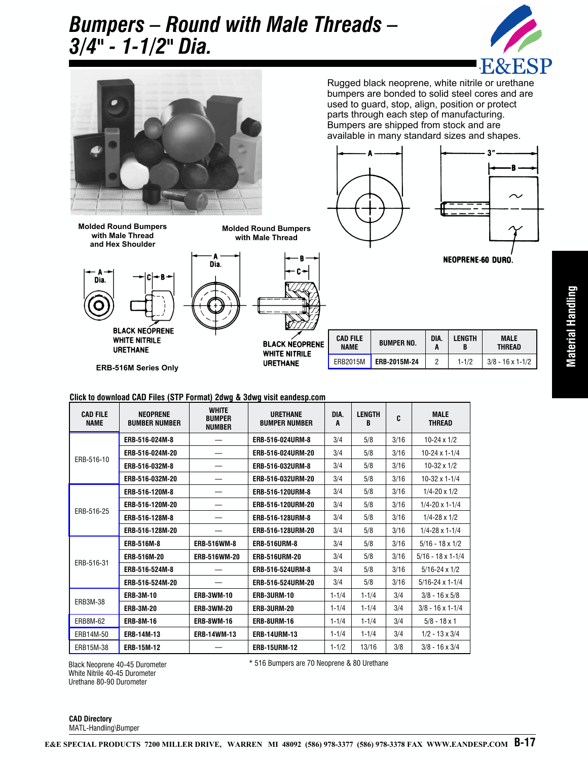# Bumpers – Round with Male Threads – 3/4" - 1-1/2" Dia.

Rugged black neoprene, white nitrile or urethane bumpers are bonded to solid steel cores and are used to guard, stop, align, position or protect parts through each step of manufacturing. Bumpers are shipped from stock and are available in many standard sizes and shapes.

A

3"

B

NEOPRENE-60 DURO.

Molded Round Bumpers with Male Thread and Hex Shoulder

A Dia.

C B

BLACK NEOPRENE
WHITE NITRILE
URETHANE

ERB-516M Series Only

Molded Round Bumpers with Male Thread

A Dia.

B

C

BLACK NEOPRENE
WHITE NITRILE
URETHANE

| CAD FILE NAME | BUMPER NO. | DIA. A | LENGTH B | MALE THREAD |
|---|---|---|---|---|
| ERB2015M | ERB-2015M-24 | 2 | 1-1/2 | 3/8 - 16 x 1-1/2 |

**Click to download CAD Files (STP Format) 2dwg & 3dwg visit eandesp.com**

| CAD FILE NAME | NEOPRENE BUMBER NUMBER | WHITE BUMPER NUMBER | URETHANE BUMPER NUMBER | DIA. A | LENGTH B | C | MALE THREAD |
|---|---|---|---|---|---|---|---|
| ERB-516-10 | ERB-516-024M-8 | — | ERB-516-024URM-8 | 3/4 | 5/8 | 3/16 | 10-24 x 1/2 |
| | ERB-516-024M-20 | — | ERB-516-024URM-20 | 3/4 | 5/8 | 3/16 | 10-24 x 1-1/4 |
| | ERB-516-032M-8 | — | ERB-516-032URM-8 | 3/4 | 5/8 | 3/16 | 10-32 x 1/2 |
| | ERB-516-032M-20 | — | ERB-516-032URM-20 | 3/4 | 5/8 | 3/16 | 10-32 x 1-1/4 |
| ERB-516-25 | ERB-516-120M-8 | — | ERB-516-120URM-8 | 3/4 | 5/8 | 3/16 | 1/4-20 x 1/2 |
| | ERB-516-120M-20 | — | ERB-516-120URM-20 | 3/4 | 5/8 | 3/16 | 1/4-20 x 1-1/4 |
| | ERB-516-128M-8 | — | ERB-516-128URM-8 | 3/4 | 5/8 | 3/16 | 1/4-28 x 1/2 |
| | ERB-516-128M-20 | — | ERB-516-128URM-20 | 3/4 | 5/8 | 3/16 | 1/4-28 x 1-1/4 |
| ERB-516-31 | ERB-516M-8 | ERB-516WM-8 | ERB-516URM-8 | 3/4 | 5/8 | 3/16 | 5/16 - 18 x 1/2 |
| | ERB-516M-20 | ERB-516WM-20 | ERB-516URM-20 | 3/4 | 5/8 | 3/16 | 5/16 - 18 x 1-1/4 |
| | ERB-516-524M-8 | — | ERB-516-524URM-8 | 3/4 | 5/8 | 3/16 | 5/16-24 x 1/2 |
| | ERB-516-524M-20 | — | ERB-516-524URM-20 | 3/4 | 5/8 | 3/16 | 5/16-24 x 1-1/4 |
| ERB3M-38 | ERB-3M-10 | ERB-3WM-10 | ERB-3URM-10 | 1-1/4 | 1-1/4 | 3/4 | 3/8 - 16 x 5/8 |
| | ERB-3M-20 | ERB-3WM-20 | ERB-3URM-20 | 1-1/4 | 1-1/4 | 3/4 | 3/8 - 16 x 1-1/4 |
| ERB8M-62 | ERB-8M-16 | ERB-8WM-16 | ERB-8URM-16 | 1-1/4 | 1-1/4 | 3/4 | 5/8 - 18 x 1 |
| ERB14M-50 | ERB-14M-13 | ERB-14WM-13 | ERB-14URM-13 | 1-1/4 | 1-1/4 | 3/4 | 1/2 - 13 x 3/4 |
| ERB15M-38 | ERB-15M-12 | — | ERB-15URM-12 | 1-1/2 | 13/16 | 3/8 | 3/8 - 16 x 3/4 |

Black Neoprene 40-45 Durometer
White Nitrile 40-45 Durometer
Urethane 80-90 Durometer

* 516 Bumpers are 70 Neoprene & 80 Urethane

**CAD Directory**
MATL-Handling\Bumper